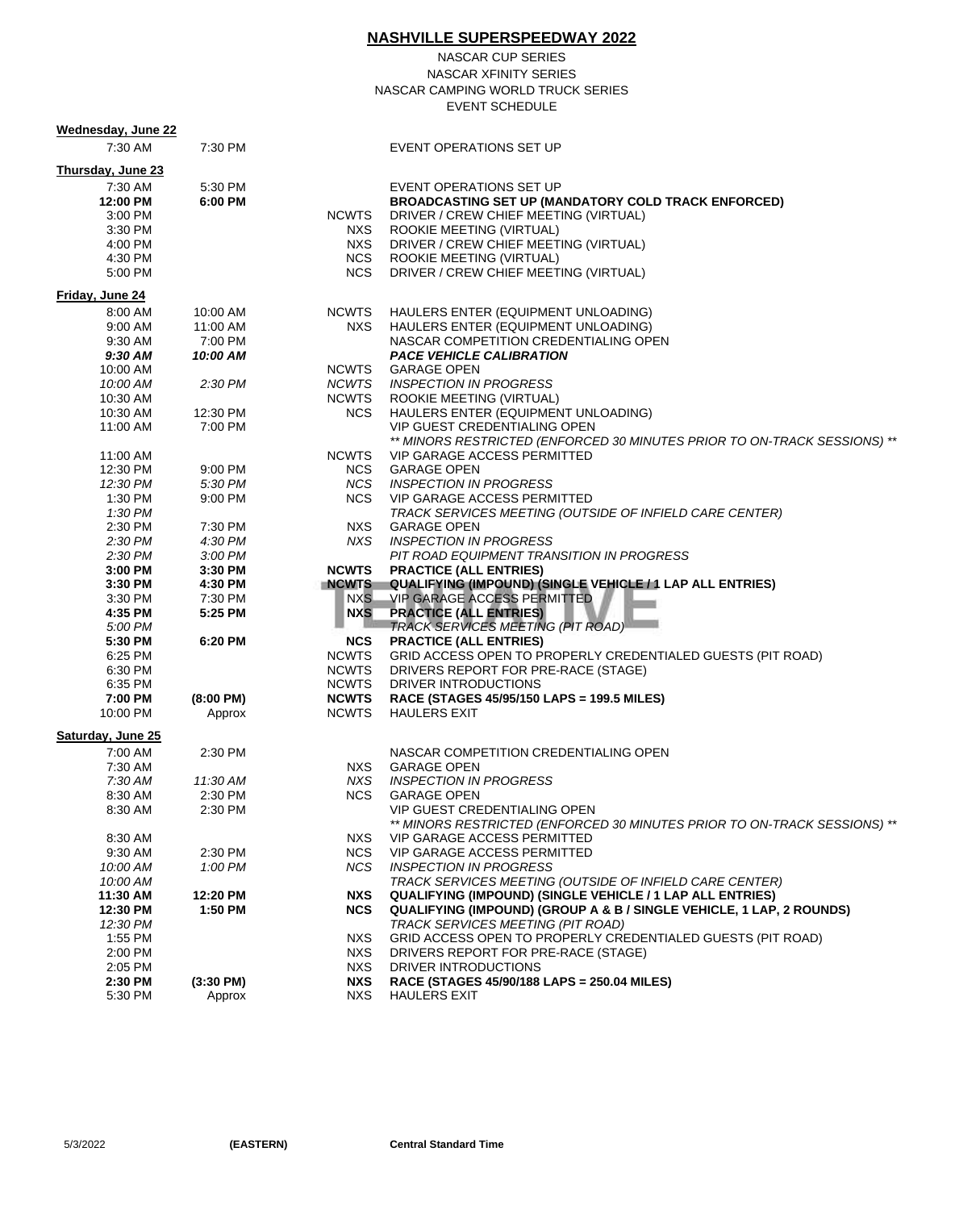# NASHVILLE SUPERSPEEDWAY 2022

NASCAR CUP SERIES
NASCAR XFINITY SERIES
NASCAR CAMPING WORLD TRUCK SERIES
EVENT SCHEDULE

**Wednesday, June 22**

| Start | End | Series | Event |
|---|---|---|---|
| 7:30 AM | 7:30 PM | | EVENT OPERATIONS SET UP |

**Thursday, June 23**

| Start | End | Series | Event |
|---|---|---|---|
| 7:30 AM | 5:30 PM | | EVENT OPERATIONS SET UP |
| **12:00 PM** | **6:00 PM** | | **BROADCASTING SET UP (MANDATORY COLD TRACK ENFORCED)** |
| 3:00 PM | | NCWTS | DRIVER / CREW CHIEF MEETING (VIRTUAL) |
| 3:30 PM | | NXS | ROOKIE MEETING (VIRTUAL) |
| 4:00 PM | | NXS | DRIVER / CREW CHIEF MEETING (VIRTUAL) |
| 4:30 PM | | NCS | ROOKIE MEETING (VIRTUAL) |
| 5:00 PM | | NCS | DRIVER / CREW CHIEF MEETING (VIRTUAL) |

**Friday, June 24**

| Start | End | Series | Event |
|---|---|---|---|
| 8:00 AM | 10:00 AM | NCWTS | HAULERS ENTER (EQUIPMENT UNLOADING) |
| 9:00 AM | 11:00 AM | NXS | HAULERS ENTER (EQUIPMENT UNLOADING) |
| 9:30 AM | 7:00 PM | | NASCAR COMPETITION CREDENTIALING OPEN |
| ***9:30 AM*** | ***10:00 AM*** | | ***PACE VEHICLE CALIBRATION*** |
| 10:00 AM | | NCWTS | GARAGE OPEN |
| *10:00 AM* | *2:30 PM* | *NCWTS* | *INSPECTION IN PROGRESS* |
| 10:30 AM | | NCWTS | ROOKIE MEETING (VIRTUAL) |
| 10:30 AM | 12:30 PM | NCS | HAULERS ENTER (EQUIPMENT UNLOADING) |
| 11:00 AM | 7:00 PM | | VIP GUEST CREDENTIALING OPEN<br>*** MINORS RESTRICTED (ENFORCED 30 MINUTES PRIOR TO ON-TRACK SESSIONS) *** |
| 11:00 AM | | NCWTS | VIP GARAGE ACCESS PERMITTED |
| 12:30 PM | 9:00 PM | NCS | GARAGE OPEN |
| *12:30 PM* | *5:30 PM* | *NCS* | *INSPECTION IN PROGRESS* |
| 1:30 PM | 9:00 PM | NCS | VIP GARAGE ACCESS PERMITTED |
| *1:30 PM* | | | *TRACK SERVICES MEETING (OUTSIDE OF INFIELD CARE CENTER)* |
| 2:30 PM | 7:30 PM | NXS | GARAGE OPEN |
| *2:30 PM* | *4:30 PM* | *NXS* | *INSPECTION IN PROGRESS* |
| *2:30 PM* | *3:00 PM* | | *PIT ROAD EQUIPMENT TRANSITION IN PROGRESS* |
| **3:00 PM** | **3:30 PM** | **NCWTS** | **PRACTICE (ALL ENTRIES)** |
| **3:30 PM** | **4:30 PM** | **NCWTS** | **QUALIFYING (IMPOUND) (SINGLE VEHICLE / 1 LAP ALL ENTRIES)** |
| 3:30 PM | 7:30 PM | NXS | VIP GARAGE ACCESS PERMITTED |
| **4:35 PM** | **5:25 PM** | **NXS** | **PRACTICE (ALL ENTRIES)** |
| *5:00 PM* | | | *TRACK SERVICES MEETING (PIT ROAD)* |
| **5:30 PM** | **6:20 PM** | **NCS** | **PRACTICE (ALL ENTRIES)** |
| 6:25 PM | | NCWTS | GRID ACCESS OPEN TO PROPERLY CREDENTIALED GUESTS (PIT ROAD) |
| 6:30 PM | | NCWTS | DRIVERS REPORT FOR PRE-RACE (STAGE) |
| 6:35 PM | | NCWTS | DRIVER INTRODUCTIONS |
| **7:00 PM** | **(8:00 PM)** | **NCWTS** | **RACE (STAGES 45/95/150 LAPS = 199.5 MILES)** |
| 10:00 PM | Approx | NCWTS | HAULERS EXIT |

**Saturday, June 25**

| Start | End | Series | Event |
|---|---|---|---|
| 7:00 AM | 2:30 PM | | NASCAR COMPETITION CREDENTIALING OPEN |
| 7:30 AM | | NXS | GARAGE OPEN |
| *7:30 AM* | *11:30 AM* | *NXS* | *INSPECTION IN PROGRESS* |
| 8:30 AM | 2:30 PM | NCS | GARAGE OPEN |
| 8:30 AM | 2:30 PM | | VIP GUEST CREDENTIALING OPEN<br>*** MINORS RESTRICTED (ENFORCED 30 MINUTES PRIOR TO ON-TRACK SESSIONS) *** |
| 8:30 AM | | NXS | VIP GARAGE ACCESS PERMITTED |
| 9:30 AM | 2:30 PM | NCS | VIP GARAGE ACCESS PERMITTED |
| *10:00 AM* | *1:00 PM* | *NCS* | *INSPECTION IN PROGRESS* |
| *10:00 AM* | | | *TRACK SERVICES MEETING (OUTSIDE OF INFIELD CARE CENTER)* |
| **11:30 AM** | **12:20 PM** | **NXS** | **QUALIFYING (IMPOUND) (SINGLE VEHICLE / 1 LAP ALL ENTRIES)** |
| **12:30 PM** | **1:50 PM** | **NCS** | **QUALIFYING (IMPOUND) (GROUP A & B / SINGLE VEHICLE, 1 LAP, 2 ROUNDS)** |
| *12:30 PM* | | | *TRACK SERVICES MEETING (PIT ROAD)* |
| 1:55 PM | | NXS | GRID ACCESS OPEN TO PROPERLY CREDENTIALED GUESTS (PIT ROAD) |
| 2:00 PM | | NXS | DRIVERS REPORT FOR PRE-RACE (STAGE) |
| 2:05 PM | | NXS | DRIVER INTRODUCTIONS |
| **2:30 PM** | **(3:30 PM)** | **NXS** | **RACE (STAGES 45/90/188 LAPS = 250.04 MILES)** |
| 5:30 PM | Approx | NXS | HAULERS EXIT |

TENTATIVE

5/3/2022 **(EASTERN)** **Central Standard Time**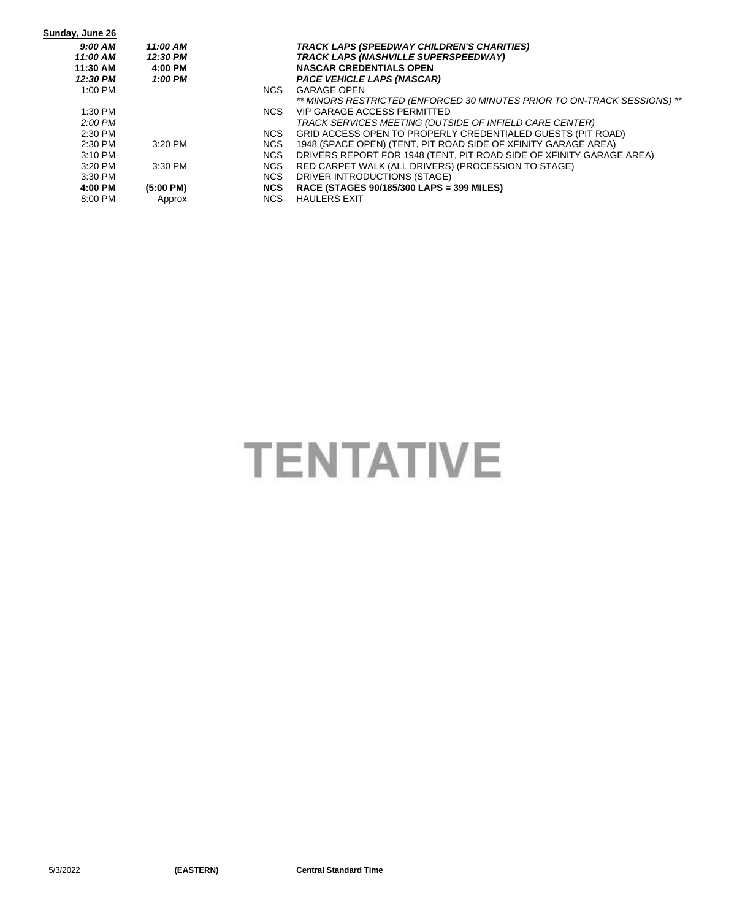**Sunday, June 26**

| | | | |
|---|---|---|---|
| ***9:00 AM*** | ***11:00 AM*** | | ***TRACK LAPS (SPEEDWAY CHILDREN'S CHARITIES)*** |
| ***11:00 AM*** | ***12:30 PM*** | | ***TRACK LAPS (NASHVILLE SUPERSPEEDWAY)*** |
| **11:30 AM** | **4:00 PM** | | **NASCAR CREDENTIALS OPEN** |
| ***12:30 PM*** | ***1:00 PM*** | | ***PACE VEHICLE LAPS (NASCAR)*** |
| 1:00 PM | | NCS | GARAGE OPEN |
| | | | *** MINORS RESTRICTED (ENFORCED 30 MINUTES PRIOR TO ON-TRACK SESSIONS) *** |
| 1:30 PM | | NCS | VIP GARAGE ACCESS PERMITTED |
| *2:00 PM* | | | *TRACK SERVICES MEETING (OUTSIDE OF INFIELD CARE CENTER)* |
| 2:30 PM | | NCS | GRID ACCESS OPEN TO PROPERLY CREDENTIALED GUESTS (PIT ROAD) |
| 2:30 PM | 3:20 PM | NCS | 1948 (SPACE OPEN) (TENT, PIT ROAD SIDE OF XFINITY GARAGE AREA) |
| 3:10 PM | | NCS | DRIVERS REPORT FOR 1948 (TENT, PIT ROAD SIDE OF XFINITY GARAGE AREA) |
| 3:20 PM | 3:30 PM | NCS | RED CARPET WALK (ALL DRIVERS) (PROCESSION TO STAGE) |
| 3:30 PM | | NCS | DRIVER INTRODUCTIONS (STAGE) |
| **4:00 PM** | **(5:00 PM)** | **NCS** | **RACE (STAGES 90/185/300 LAPS = 399 MILES)** |
| 8:00 PM | Approx | NCS | HAULERS EXIT |

TENTATIVE

5/3/2022 **(EASTERN)** **Central Standard Time**